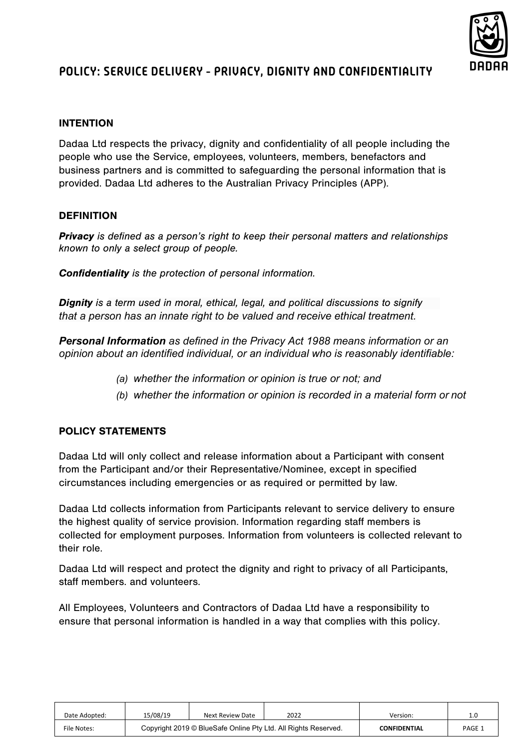# POLICY: SERVICE DELIVERY - PRIVACY, DIGNITY AND CONFIDENTIALITY

## INTENTION

Dadaa Ltd respects the privacy, dignity and confidentiality of all people including the people who use the Service, employees, volunteers, members, benefactors and business partners and is committed to safeguarding the personal information that is provided. Dadaa Ltd adheres to the Australian Privacy Principles (APP).

## DEFINITION

***Privacy*** *is defined as a person's right to keep their personal matters and relationships known to only a select group of people.*

***Confidentiality*** *is the protection of personal information.*

***Dignity*** *is a term used in moral, ethical, legal, and political discussions to signify that a person has an innate right to be valued and receive ethical treatment.*

***Personal Information*** *as defined in the Privacy Act 1988 means information or an opinion about an identified individual, or an individual who is reasonably identifiable:*

- *(a) whether the information or opinion is true or not; and*
- *(b) whether the information or opinion is recorded in a material form or not*

## POLICY STATEMENTS

Dadaa Ltd will only collect and release information about a Participant with consent from the Participant and/or their Representative/Nominee, except in specified circumstances including emergencies or as required or permitted by law.

Dadaa Ltd collects information from Participants relevant to service delivery to ensure the highest quality of service provision. Information regarding staff members is collected for employment purposes. Information from volunteers is collected relevant to their role.

Dadaa Ltd will respect and protect the dignity and right to privacy of all Participants, staff members. and volunteers.

All Employees, Volunteers and Contractors of Dadaa Ltd have a responsibility to ensure that personal information is handled in a way that complies with this policy.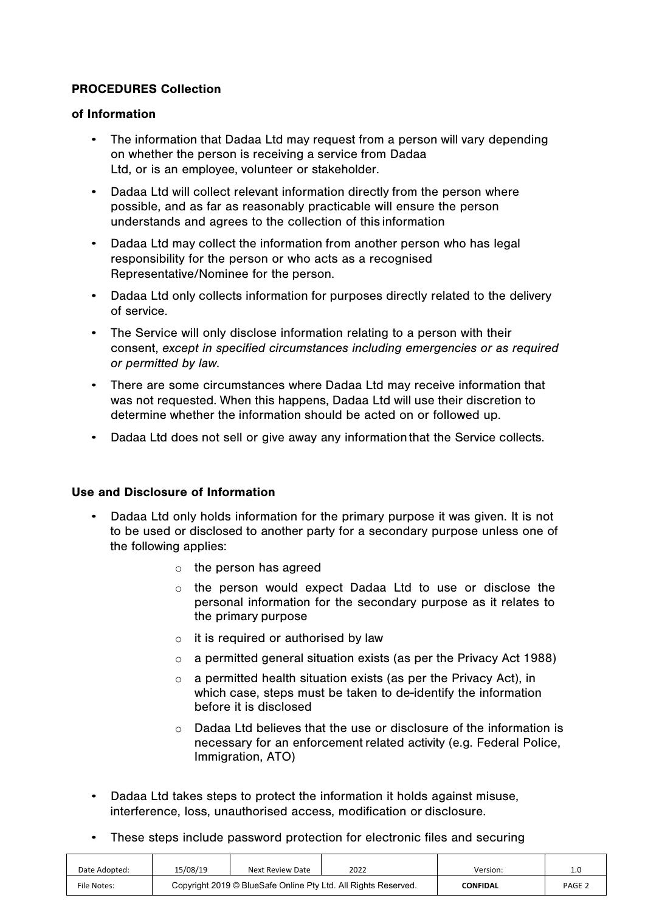**PROCEDURES Collection of Information**

- The information that Dadaa Ltd may request from a person will vary depending on whether the person is receiving a service from Dadaa Ltd, or is an employee, volunteer or stakeholder.
- Dadaa Ltd will collect relevant information directly from the person where possible, and as far as reasonably practicable will ensure the person understands and agrees to the collection of this information
- Dadaa Ltd may collect the information from another person who has legal responsibility for the person or who acts as a recognised Representative/Nominee for the person.
- Dadaa Ltd only collects information for purposes directly related to the delivery of service.
- The Service will only disclose information relating to a person with their consent, *except in specified circumstances including emergencies or as required or permitted by law.*
- There are some circumstances where Dadaa Ltd may receive information that was not requested. When this happens, Dadaa Ltd will use their discretion to determine whether the information should be acted on or followed up.
- Dadaa Ltd does not sell or give away any information that the Service collects.

**Use and Disclosure of Information**

- Dadaa Ltd only holds information for the primary purpose it was given. It is not to be used or disclosed to another party for a secondary purpose unless one of the following applies:
    - the person has agreed
    - the person would expect Dadaa Ltd to use or disclose the personal information for the secondary purpose as it relates to the primary purpose
    - it is required or authorised by law
    - a permitted general situation exists (as per the Privacy Act 1988)
    - a permitted health situation exists (as per the Privacy Act), in which case, steps must be taken to de-identify the information before it is disclosed
    - Dadaa Ltd believes that the use or disclosure of the information is necessary for an enforcement related activity (e.g. Federal Police, Immigration, ATO)

- Dadaa Ltd takes steps to protect the information it holds against misuse, interference, loss, unauthorised access, modification or disclosure.
- These steps include password protection for electronic files and securing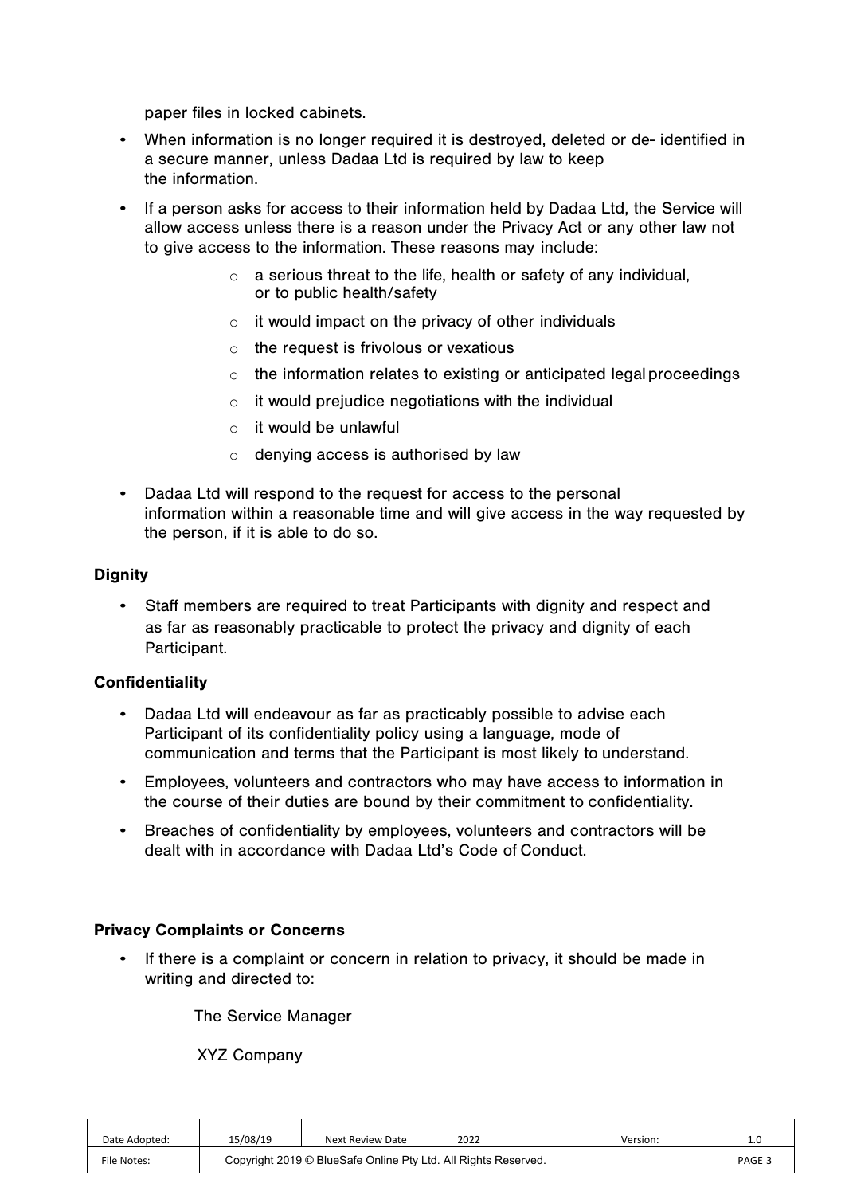paper files in locked cabinets.

- When information is no longer required it is destroyed, deleted or de- identified in a secure manner, unless Dadaa Ltd is required by law to keep the information.
- If a person asks for access to their information held by Dadaa Ltd, the Service will allow access unless there is a reason under the Privacy Act or any other law not to give access to the information. These reasons may include:
  - a serious threat to the life, health or safety of any individual, or to public health/safety
  - it would impact on the privacy of other individuals
  - the request is frivolous or vexatious
  - the information relates to existing or anticipated legal proceedings
  - it would prejudice negotiations with the individual
  - it would be unlawful
  - denying access is authorised by law
- Dadaa Ltd will respond to the request for access to the personal information within a reasonable time and will give access in the way requested by the person, if it is able to do so.

**Dignity**

- Staff members are required to treat Participants with dignity and respect and as far as reasonably practicable to protect the privacy and dignity of each Participant.

**Confidentiality**

- Dadaa Ltd will endeavour as far as practicably possible to advise each Participant of its confidentiality policy using a language, mode of communication and terms that the Participant is most likely to understand.
- Employees, volunteers and contractors who may have access to information in the course of their duties are bound by their commitment to confidentiality.
- Breaches of confidentiality by employees, volunteers and contractors will be dealt with in accordance with Dadaa Ltd's Code of Conduct.

**Privacy Complaints or Concerns**

- If there is a complaint or concern in relation to privacy, it should be made in writing and directed to:

  The Service Manager

  XYZ Company

| Date Adopted: | 15/08/19 | Next Review Date | 2022 | Version: | 1.0 |
|---|---|---|---|---|---|
| File Notes: | Copyright 2019 © BlueSafe Online Pty Ltd. All Rights Reserved. | | | | PAGE 3 |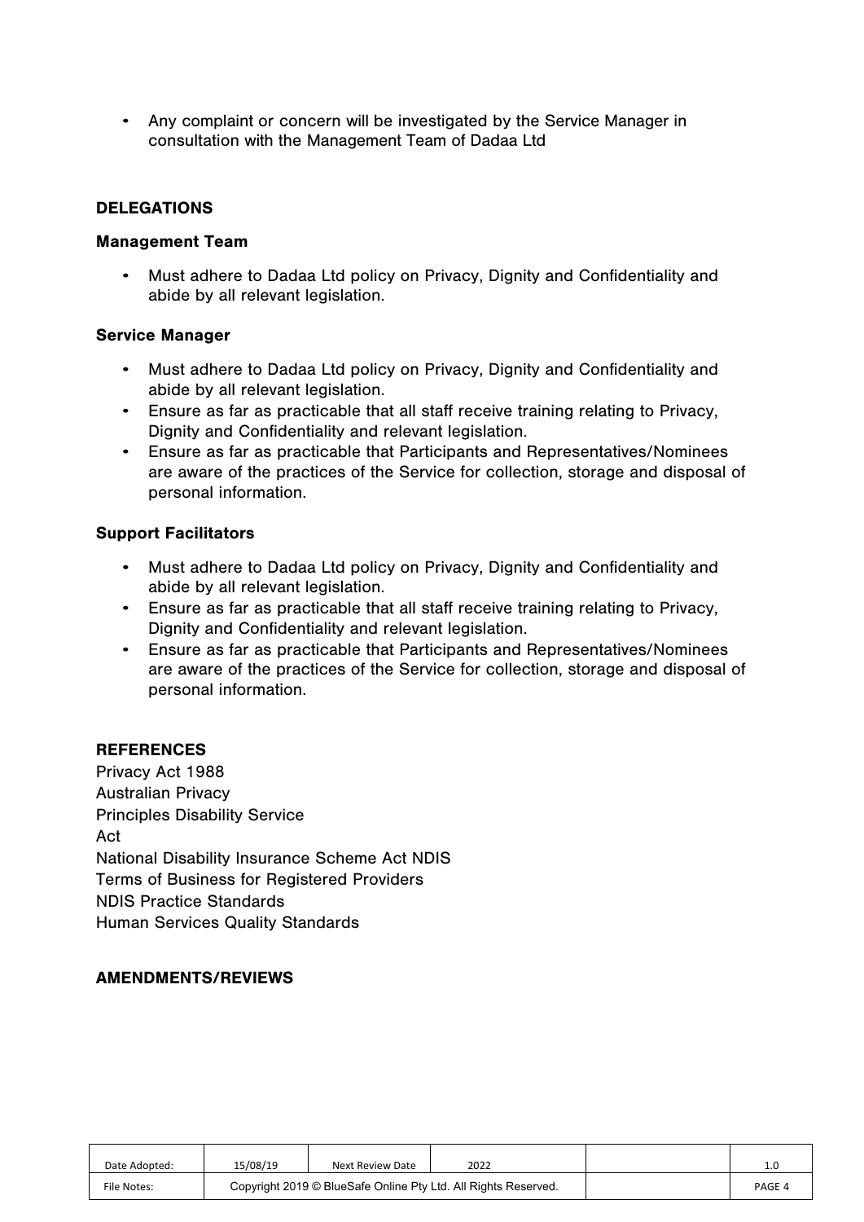- Any complaint or concern will be investigated by the Service Manager in consultation with the Management Team of Dadaa Ltd

## DELEGATIONS

### Management Team

- Must adhere to Dadaa Ltd policy on Privacy, Dignity and Confidentiality and abide by all relevant legislation.

### Service Manager

- Must adhere to Dadaa Ltd policy on Privacy, Dignity and Confidentiality and abide by all relevant legislation.
- Ensure as far as practicable that all staff receive training relating to Privacy, Dignity and Confidentiality and relevant legislation.
- Ensure as far as practicable that Participants and Representatives/Nominees are aware of the practices of the Service for collection, storage and disposal of personal information.

### Support Facilitators

- Must adhere to Dadaa Ltd policy on Privacy, Dignity and Confidentiality and abide by all relevant legislation.
- Ensure as far as practicable that all staff receive training relating to Privacy, Dignity and Confidentiality and relevant legislation.
- Ensure as far as practicable that Participants and Representatives/Nominees are aware of the practices of the Service for collection, storage and disposal of personal information.

## REFERENCES

Privacy Act 1988
Australian Privacy
Principles Disability Service
Act
National Disability Insurance Scheme Act NDIS
Terms of Business for Registered Providers
NDIS Practice Standards
Human Services Quality Standards

## AMENDMENTS/REVIEWS